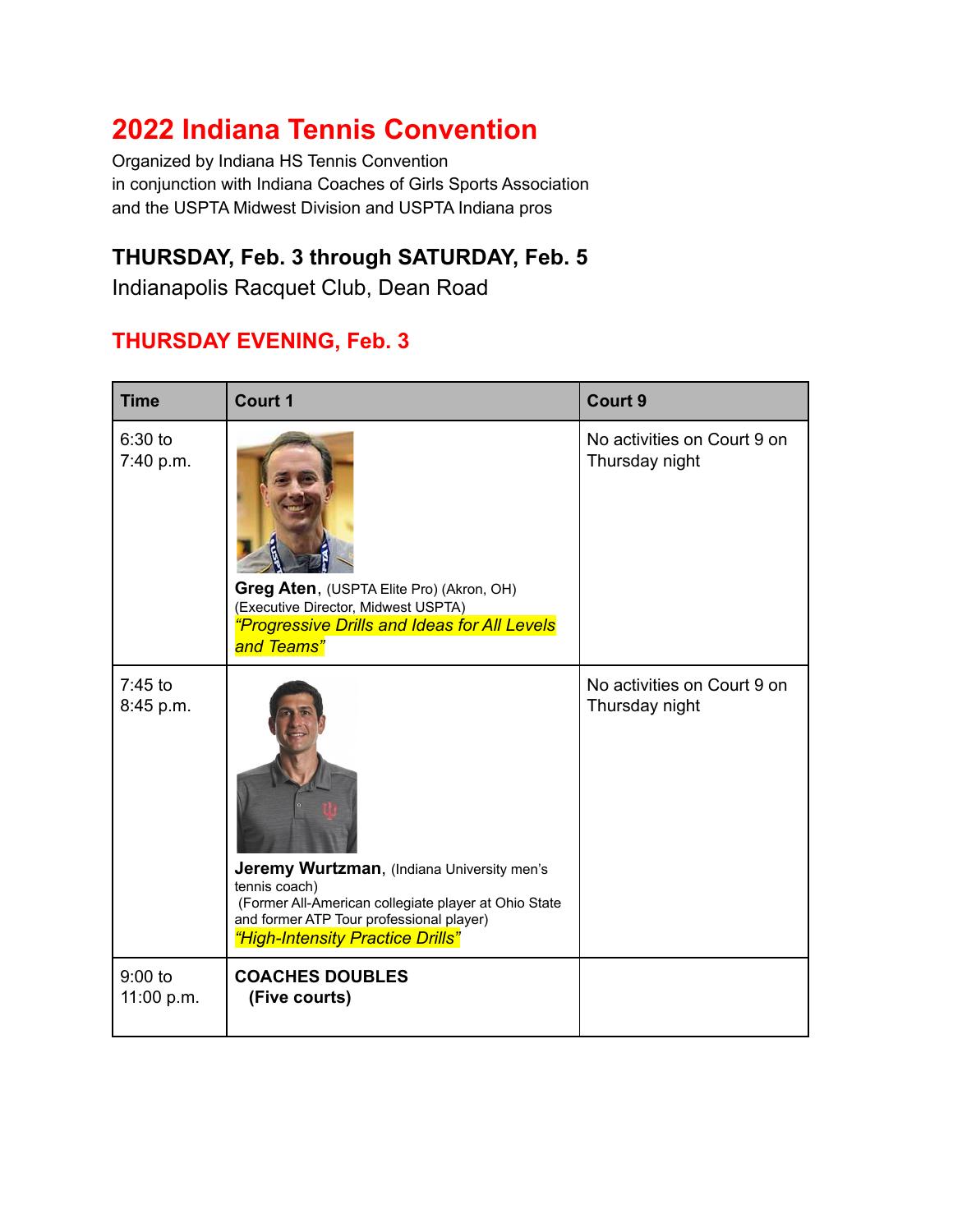# 2022 Indiana Tennis Convention

Organized by Indiana HS Tennis Convention
in conjunction with Indiana Coaches of Girls Sports Association
and the USPTA Midwest Division and USPTA Indiana pros

## THURSDAY, Feb. 3 through SATURDAY, Feb. 5

Indianapolis Racquet Club, Dean Road

## THURSDAY EVENING, Feb. 3

| Time | Court 1 | Court 9 |
|---|---|---|
| 6:30 to 7:40 p.m. | **Greg Aten**, (USPTA Elite Pro) (Akron, OH) (Executive Director, Midwest USPTA) *"Progressive Drills and Ideas for All Levels and Teams"* | No activities on Court 9 on Thursday night |
| 7:45 to 8:45 p.m. | **Jeremy Wurtzman**, (Indiana University men's tennis coach) (Former All-American collegiate player at Ohio State and former ATP Tour professional player) *"High-Intensity Practice Drills"* | No activities on Court 9 on Thursday night |
| 9:00 to 11:00 p.m. | **COACHES DOUBLES (Five courts)** | |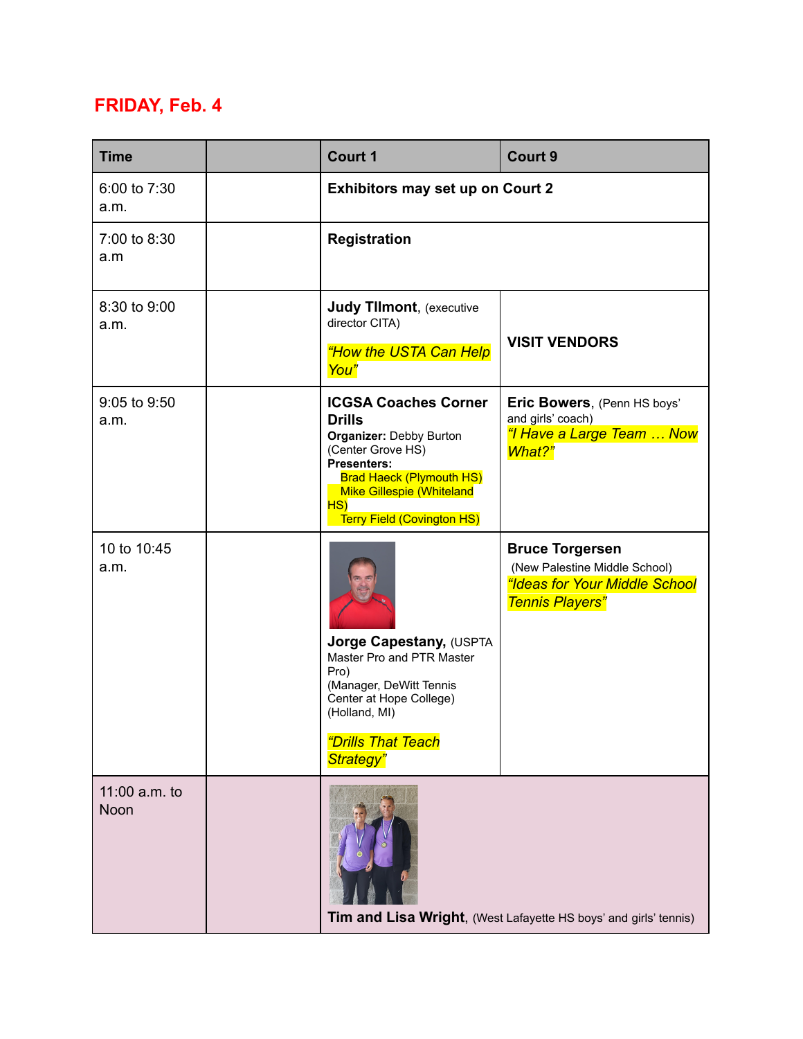# FRIDAY, Feb. 4

| Time | | Court 1 | Court 9 |
|---|---|---|---|
| 6:00 to 7:30 a.m. | | **Exhibitors may set up on Court 2** | |
| 7:00 to 8:30 a.m | | **Registration** | |
| 8:30 to 9:00 a.m. | | **Judy TIlmont**, (executive director CITA)<br><br>*"How the USTA Can Help You"* | **VISIT VENDORS** |
| 9:05 to 9:50 a.m. | | **ICGSA Coaches Corner Drills**<br>**Organizer:** Debby Burton (Center Grove HS)<br>**Presenters:**<br>Brad Haeck (Plymouth HS)<br>Mike Gillespie (Whiteland HS)<br>Terry Field (Covington HS) | **Eric Bowers**, (Penn HS boys' and girls' coach)<br>*"I Have a Large Team … Now What?"* |
| 10 to 10:45 a.m. | | **Jorge Capestany,** (USPTA Master Pro and PTR Master Pro)<br>(Manager, DeWitt Tennis Center at Hope College)<br>(Holland, MI)<br><br>*"Drills That Teach Strategy"* | **Bruce Torgersen**<br>(New Palestine Middle School)<br>*"Ideas for Your Middle School Tennis Players"* |
| 11:00 a.m. to Noon | | **Tim and Lisa Wright**, (West Lafayette HS boys' and girls' tennis) | |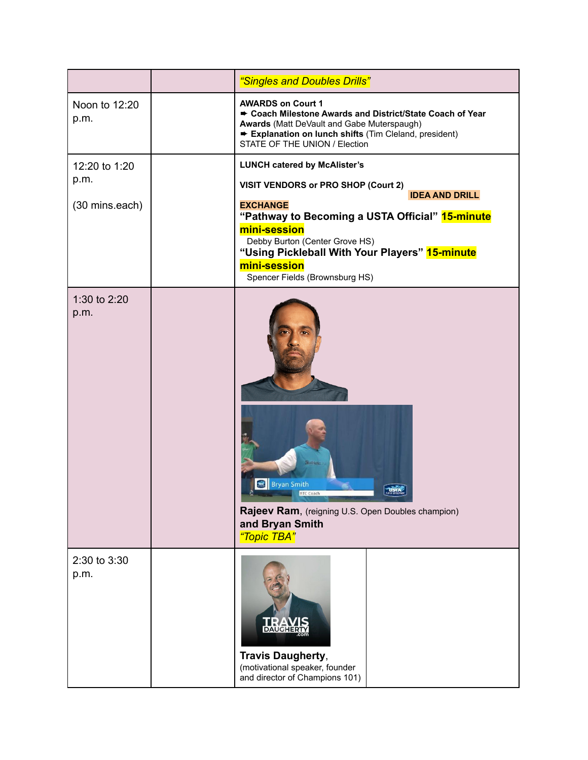| | | |
|---|---|---|
| | | *"Singles and Doubles Drills"* |
| Noon to 12:20 p.m. | | **AWARDS on Court 1**<br>➨ **Coach Milestone Awards and District/State Coach of Year Awards** (Matt DeVault and Gabe Muterspaugh)<br>➨ **Explanation on lunch shifts** (Tim Cleland, president)<br>STATE OF THE UNION / Election |
| 12:20 to 1:20 p.m.<br><br>(30 mins.each) | | **LUNCH catered by McAlister's**<br><br>**VISIT VENDORS or PRO SHOP (Court 2)**<br>**IDEA AND DRILL EXCHANGE**<br>**"Pathway to Becoming a USTA Official" 15-minute mini-session**<br>Debby Burton (Center Grove HS)<br>**"Using Pickleball With Your Players" 15-minute mini-session**<br>Spencer Fields (Brownsburg HS) |
| 1:30 to 2:20 p.m. | | **Rajeev Ram**, (reigning U.S. Open Doubles champion)<br>**and Bryan Smith**<br>*"Topic TBA"* |
| 2:30 to 3:30 p.m. | | **Travis Daugherty**,<br>(motivational speaker, founder and director of Champions 101) |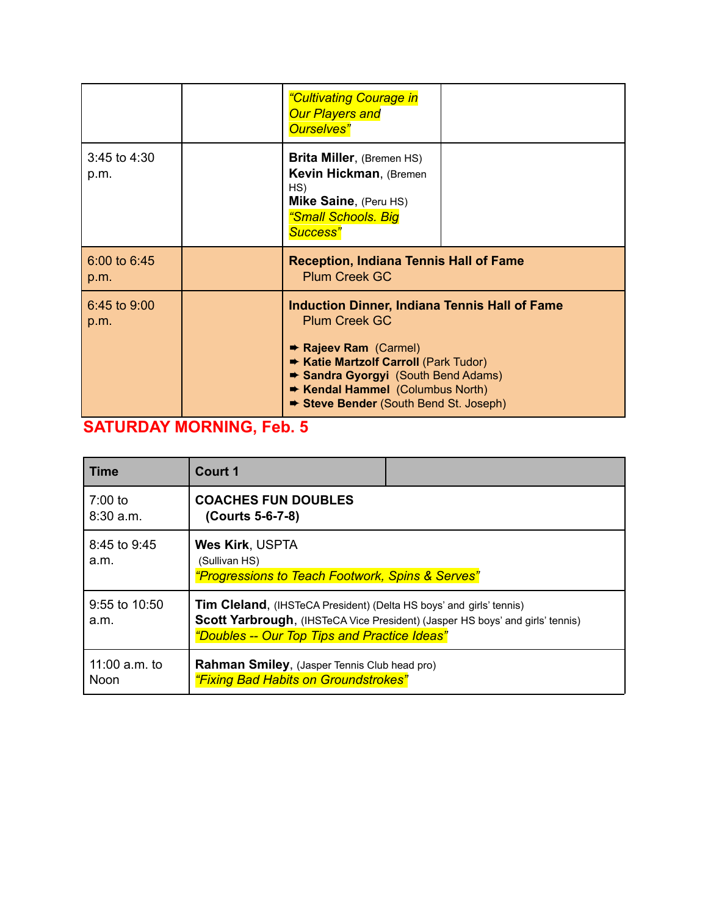| | | | |
|---|---|---|---|
| | | *"Cultivating Courage in Our Players and Ourselves"* | |
| 3:45 to 4:30 p.m. | | **Brita Miller**, (Bremen HS)<br>**Kevin Hickman**, (Bremen HS)<br>**Mike Saine**, (Peru HS)<br>*"Small Schools. Big Success"* | |
| 6:00 to 6:45 p.m. | | **Reception, Indiana Tennis Hall of Fame**<br>Plum Creek GC | |
| 6:45 to 9:00 p.m. | | **Induction Dinner, Indiana Tennis Hall of Fame**<br>Plum Creek GC<br><br>➡ **Rajeev Ram** (Carmel)<br>➡ **Katie Martzolf Carroll** (Park Tudor)<br>➡ **Sandra Gyorgyi** (South Bend Adams)<br>➡ **Kendal Hammel** (Columbus North)<br>➡ **Steve Bender** (South Bend St. Joseph) | |

## SATURDAY MORNING, Feb. 5

| Time | Court 1 | |
|---|---|---|
| 7:00 to 8:30 a.m. | **COACHES FUN DOUBLES**<br>**(Courts 5-6-7-8)** | |
| 8:45 to 9:45 a.m. | **Wes Kirk**, USPTA<br>(Sullivan HS)<br>*"Progressions to Teach Footwork, Spins & Serves"* | |
| 9:55 to 10:50 a.m. | **Tim Cleland**, (IHSTeCA President) (Delta HS boys' and girls' tennis)<br>**Scott Yarbrough**, (IHSTeCA Vice President) (Jasper HS boys' and girls' tennis)<br>*"Doubles -- Our Top Tips and Practice Ideas"* | |
| 11:00 a.m. to Noon | **Rahman Smiley**, (Jasper Tennis Club head pro)<br>*"Fixing Bad Habits on Groundstrokes"* | |